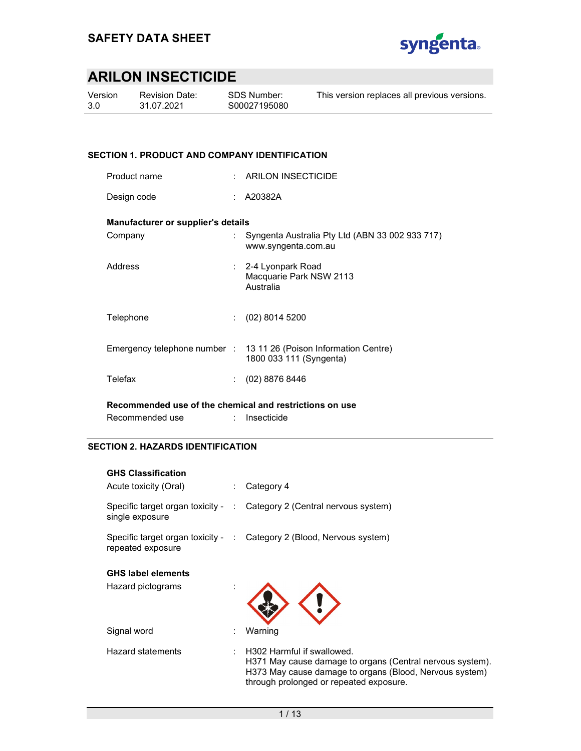# SAFETY DATA SHEET

## ARILON INSECTICIDE

| Version | Revision Date: | SDS Number: | This version replaces all previous versions. |
|---|---|---|---|
| 3.0 | 31.07.2021 | S00027195080 | |

### SECTION 1. PRODUCT AND COMPANY IDENTIFICATION

Product name : ARILON INSECTICIDE

Design code : A20382A

**Manufacturer or supplier's details**

Company : Syngenta Australia Pty Ltd (ABN 33 002 933 717)
www.syngenta.com.au

Address : 2-4 Lyonpark Road
Macquarie Park NSW 2113
Australia

Telephone : (02) 8014 5200

Emergency telephone number : 13 11 26 (Poison Information Centre)
1800 033 111 (Syngenta)

Telefax : (02) 8876 8446

**Recommended use of the chemical and restrictions on use**

Recommended use : Insecticide

### SECTION 2. HAZARDS IDENTIFICATION

**GHS Classification**

Acute toxicity (Oral) : Category 4

Specific target organ toxicity - single exposure : Category 2 (Central nervous system)

Specific target organ toxicity - repeated exposure : Category 2 (Blood, Nervous system)

**GHS label elements**

Hazard pictograms :

Signal word : Warning

Hazard statements : H302 Harmful if swallowed.
H371 May cause damage to organs (Central nervous system).
H373 May cause damage to organs (Blood, Nervous system) through prolonged or repeated exposure.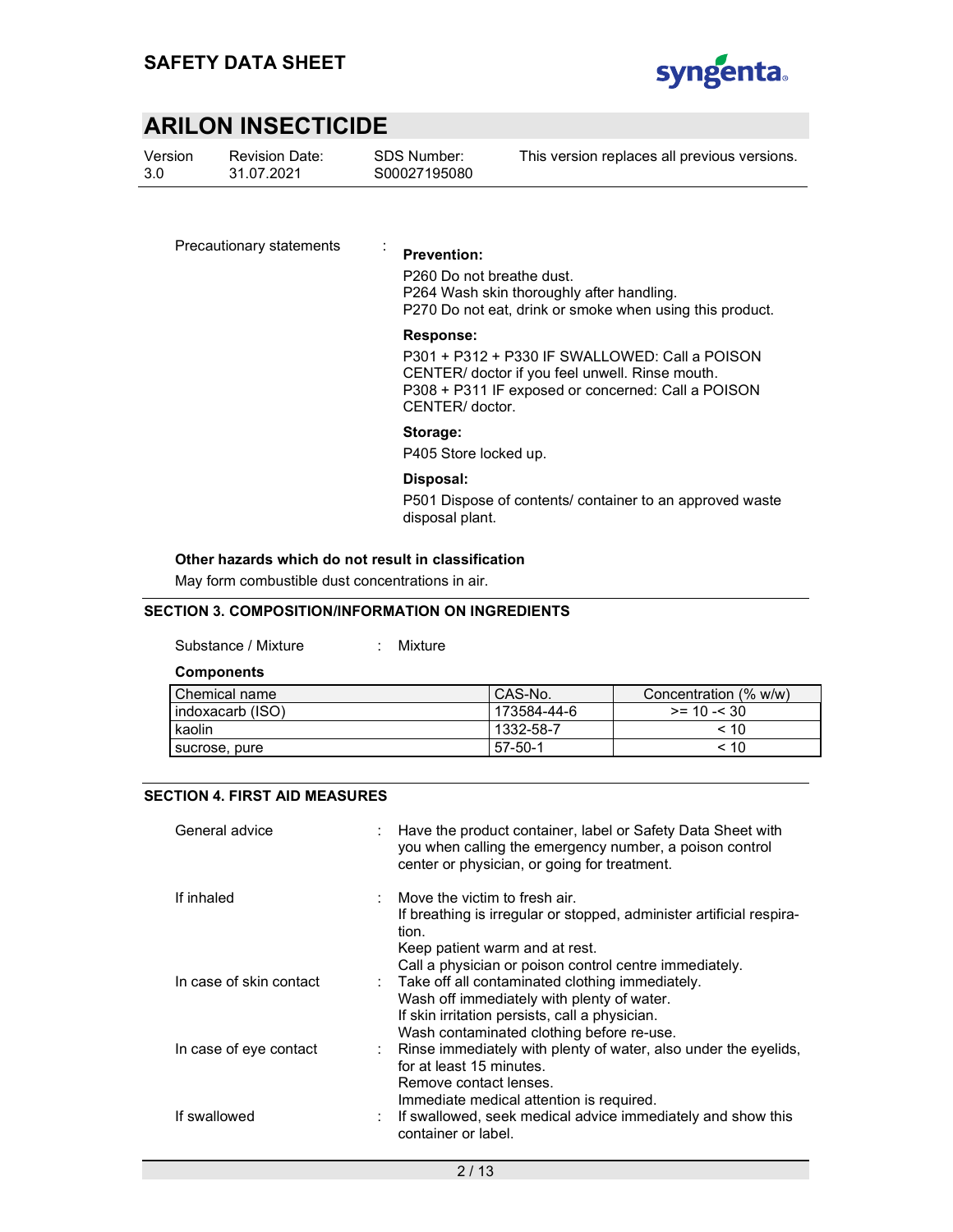Precautionary statements :

**Prevention:**

P260 Do not breathe dust.
P264 Wash skin thoroughly after handling.
P270 Do not eat, drink or smoke when using this product.

**Response:**

P301 + P312 + P330 IF SWALLOWED: Call a POISON CENTER/ doctor if you feel unwell. Rinse mouth.
P308 + P311 IF exposed or concerned: Call a POISON CENTER/ doctor.

**Storage:**

P405 Store locked up.

**Disposal:**

P501 Dispose of contents/ container to an approved waste disposal plant.

**Other hazards which do not result in classification**

May form combustible dust concentrations in air.

## SECTION 3. COMPOSITION/INFORMATION ON INGREDIENTS

Substance / Mixture : Mixture

**Components**

| Chemical name | CAS-No. | Concentration (% w/w) |
|---|---|---|
| indoxacarb (ISO) | 173584-44-6 | >= 10 -< 30 |
| kaolin | 1332-58-7 | < 10 |
| sucrose, pure | 57-50-1 | < 10 |

## SECTION 4. FIRST AID MEASURES

General advice : Have the product container, label or Safety Data Sheet with you when calling the emergency number, a poison control center or physician, or going for treatment.

If inhaled : Move the victim to fresh air.
If breathing is irregular or stopped, administer artificial respiration.
Keep patient warm and at rest.
Call a physician or poison control centre immediately.

In case of skin contact : Take off all contaminated clothing immediately.
Wash off immediately with plenty of water.
If skin irritation persists, call a physician.
Wash contaminated clothing before re-use.

In case of eye contact : Rinse immediately with plenty of water, also under the eyelids, for at least 15 minutes.
Remove contact lenses.
Immediate medical attention is required.

If swallowed : If swallowed, seek medical advice immediately and show this container or label.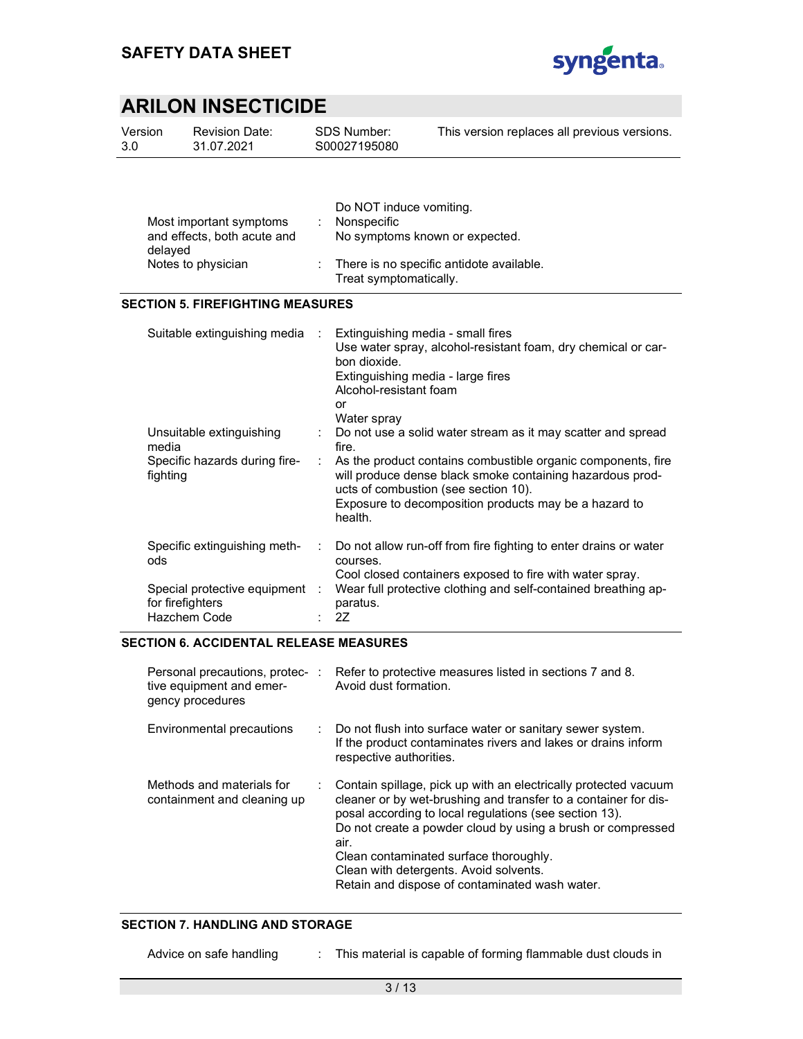| | | |
|---|---|---|
| | | Do NOT induce vomiting. |
| Most important symptoms and effects, both acute and delayed | : | Nonspecific<br>No symptoms known or expected. |
| Notes to physician | : | There is no specific antidote available.<br>Treat symptomatically. |

## SECTION 5. FIREFIGHTING MEASURES

| | | |
|---|---|---|
| Suitable extinguishing media | : | Extinguishing media - small fires<br>Use water spray, alcohol-resistant foam, dry chemical or carbon dioxide.<br>Extinguishing media - large fires<br>Alcohol-resistant foam<br>or<br>Water spray |
| Unsuitable extinguishing media | : | Do not use a solid water stream as it may scatter and spread fire. |
| Specific hazards during firefighting | : | As the product contains combustible organic components, fire will produce dense black smoke containing hazardous products of combustion (see section 10).<br>Exposure to decomposition products may be a hazard to health. |
| Specific extinguishing methods | : | Do not allow run-off from fire fighting to enter drains or water courses.<br>Cool closed containers exposed to fire with water spray. |
| Special protective equipment for firefighters | : | Wear full protective clothing and self-contained breathing apparatus. |
| Hazchem Code | : | 2Z |

## SECTION 6. ACCIDENTAL RELEASE MEASURES

| | | |
|---|---|---|
| Personal precautions, protective equipment and emergency procedures | : | Refer to protective measures listed in sections 7 and 8.<br>Avoid dust formation. |
| Environmental precautions | : | Do not flush into surface water or sanitary sewer system.<br>If the product contaminates rivers and lakes or drains inform respective authorities. |
| Methods and materials for containment and cleaning up | : | Contain spillage, pick up with an electrically protected vacuum cleaner or by wet-brushing and transfer to a container for disposal according to local regulations (see section 13).<br>Do not create a powder cloud by using a brush or compressed air.<br>Clean contaminated surface thoroughly.<br>Clean with detergents. Avoid solvents.<br>Retain and dispose of contaminated wash water. |

## SECTION 7. HANDLING AND STORAGE

| | | |
|---|---|---|
| Advice on safe handling | : | This material is capable of forming flammable dust clouds in |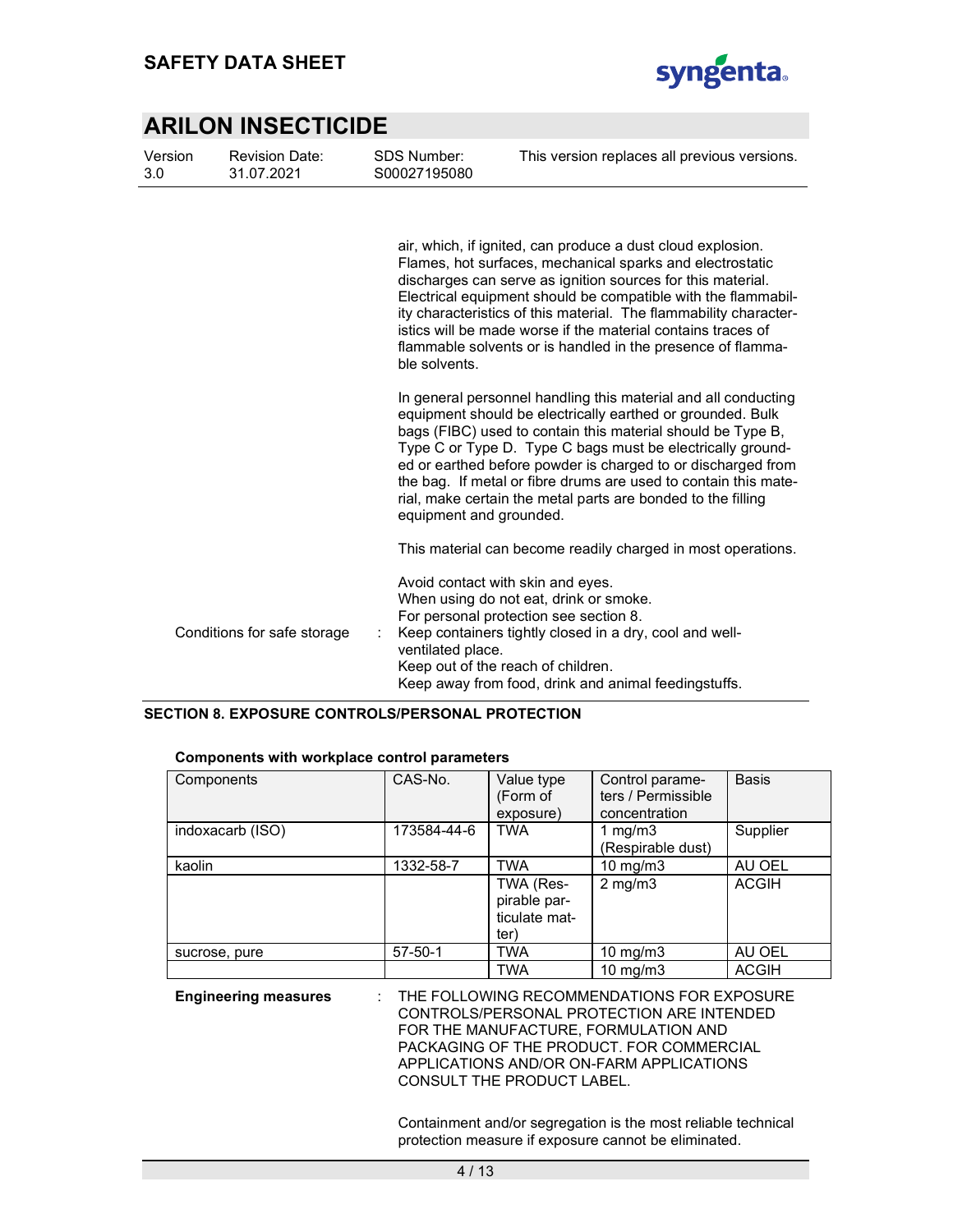air, which, if ignited, can produce a dust cloud explosion. Flames, hot surfaces, mechanical sparks and electrostatic discharges can serve as ignition sources for this material. Electrical equipment should be compatible with the flammability characteristics of this material. The flammability characteristics will be made worse if the material contains traces of flammable solvents or is handled in the presence of flammable solvents.

In general personnel handling this material and all conducting equipment should be electrically earthed or grounded. Bulk bags (FIBC) used to contain this material should be Type B, Type C or Type D. Type C bags must be electrically grounded or earthed before powder is charged to or discharged from the bag. If metal or fibre drums are used to contain this material, make certain the metal parts are bonded to the filling equipment and grounded.

This material can become readily charged in most operations.

Avoid contact with skin and eyes.
When using do not eat, drink or smoke.
For personal protection see section 8.

Conditions for safe storage : Keep containers tightly closed in a dry, cool and well-ventilated place.
Keep out of the reach of children.
Keep away from food, drink and animal feedingstuffs.

## SECTION 8. EXPOSURE CONTROLS/PERSONAL PROTECTION

**Components with workplace control parameters**

| Components | CAS-No. | Value type (Form of exposure) | Control parameters / Permissible concentration | Basis |
|---|---|---|---|---|
| indoxacarb (ISO) | 173584-44-6 | TWA | 1 mg/m3 (Respirable dust) | Supplier |
| kaolin | 1332-58-7 | TWA | 10 mg/m3 | AU OEL |
| | | TWA (Respirable particulate matter) | 2 mg/m3 | ACGIH |
| sucrose, pure | 57-50-1 | TWA | 10 mg/m3 | AU OEL |
| | | TWA | 10 mg/m3 | ACGIH |

**Engineering measures** : THE FOLLOWING RECOMMENDATIONS FOR EXPOSURE CONTROLS/PERSONAL PROTECTION ARE INTENDED FOR THE MANUFACTURE, FORMULATION AND PACKAGING OF THE PRODUCT. FOR COMMERCIAL APPLICATIONS AND/OR ON-FARM APPLICATIONS CONSULT THE PRODUCT LABEL.

Containment and/or segregation is the most reliable technical protection measure if exposure cannot be eliminated.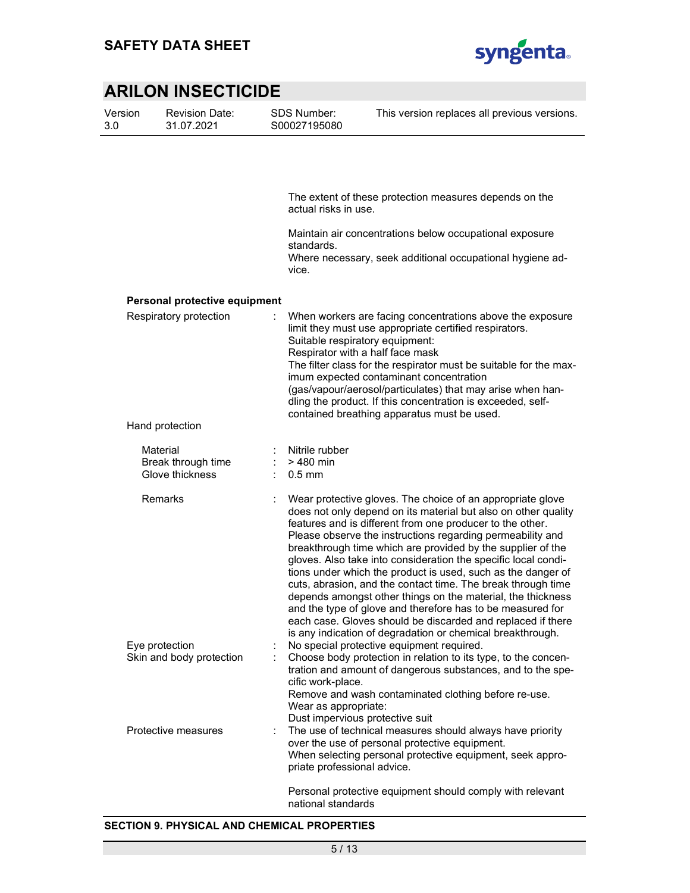The extent of these protection measures depends on the actual risks in use.

Maintain air concentrations below occupational exposure standards.
Where necessary, seek additional occupational hygiene advice.

**Personal protective equipment**

Respiratory protection : When workers are facing concentrations above the exposure limit they must use appropriate certified respirators.
Suitable respiratory equipment:
Respirator with a half face mask
The filter class for the respirator must be suitable for the maximum expected contaminant concentration (gas/vapour/aerosol/particulates) that may arise when handling the product. If this concentration is exceeded, self-contained breathing apparatus must be used.

Hand protection

| | | |
|---|---|---|
| Material | : | Nitrile rubber |
| Break through time | : | > 480 min |
| Glove thickness | : | 0.5 mm |

Remarks : Wear protective gloves. The choice of an appropriate glove does not only depend on its material but also on other quality features and is different from one producer to the other. Please observe the instructions regarding permeability and breakthrough time which are provided by the supplier of the gloves. Also take into consideration the specific local conditions under which the product is used, such as the danger of cuts, abrasion, and the contact time. The break through time depends amongst other things on the material, the thickness and the type of glove and therefore has to be measured for each case. Gloves should be discarded and replaced if there is any indication of degradation or chemical breakthrough.

Eye protection : No special protective equipment required.

Skin and body protection : Choose body protection in relation to its type, to the concentration and amount of dangerous substances, and to the specific work-place.
Remove and wash contaminated clothing before re-use.
Wear as appropriate:
Dust impervious protective suit

Protective measures : The use of technical measures should always have priority over the use of personal protective equipment.
When selecting personal protective equipment, seek appropriate professional advice.

Personal protective equipment should comply with relevant national standards

**SECTION 9. PHYSICAL AND CHEMICAL PROPERTIES**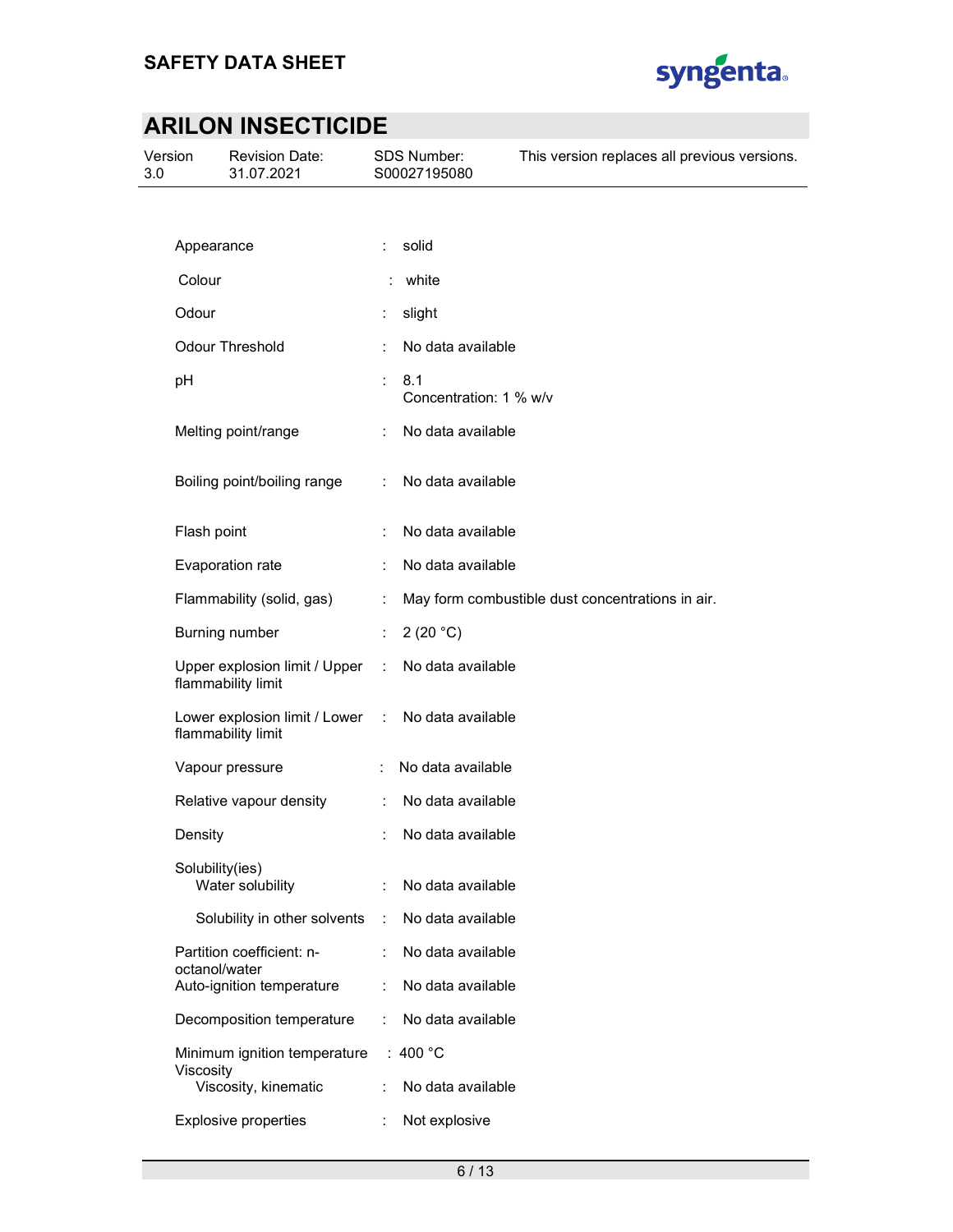| Property | | Value |
|---|---|---|
| Appearance | : | solid |
| Colour | : | white |
| Odour | : | slight |
| Odour Threshold | : | No data available |
| pH | : | 8.1<br>Concentration: 1 % w/v |
| Melting point/range | : | No data available |
| Boiling point/boiling range | : | No data available |
| Flash point | : | No data available |
| Evaporation rate | : | No data available |
| Flammability (solid, gas) | : | May form combustible dust concentrations in air. |
| Burning number | : | 2 (20 °C) |
| Upper explosion limit / Upper flammability limit | : | No data available |
| Lower explosion limit / Lower flammability limit | : | No data available |
| Vapour pressure | : | No data available |
| Relative vapour density | : | No data available |
| Density | : | No data available |
| Solubility(ies)<br>Water solubility | : | No data available |
| Solubility in other solvents | : | No data available |
| Partition coefficient: n-octanol/water | : | No data available |
| Auto-ignition temperature | : | No data available |
| Decomposition temperature | : | No data available |
| Minimum ignition temperature | : | 400 °C |
| Viscosity<br>Viscosity, kinematic | : | No data available |
| Explosive properties | : | Not explosive |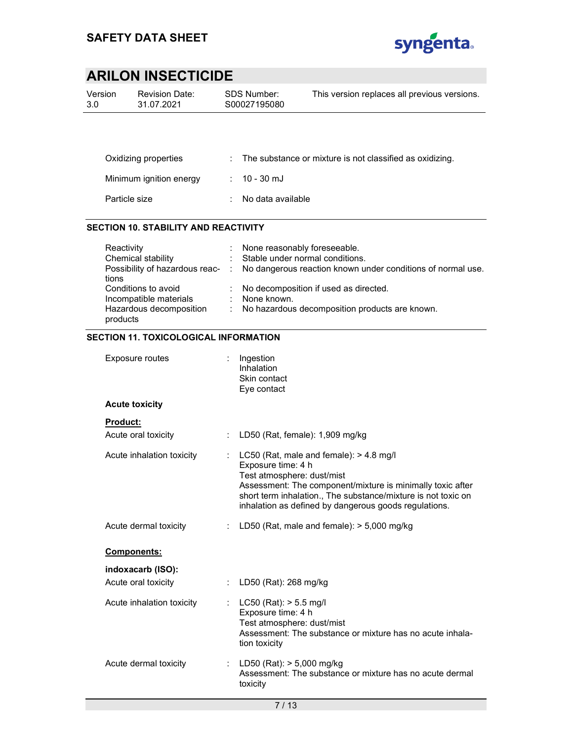| | | |
|---|---|---|
| Oxidizing properties | : | The substance or mixture is not classified as oxidizing. |
| Minimum ignition energy | : | 10 - 30 mJ |
| Particle size | : | No data available |

## SECTION 10. STABILITY AND REACTIVITY

| | | |
|---|---|---|
| Reactivity | : | None reasonably foreseeable. |
| Chemical stability | : | Stable under normal conditions. |
| Possibility of hazardous reactions | : | No dangerous reaction known under conditions of normal use. |
| Conditions to avoid | : | No decomposition if used as directed. |
| Incompatible materials | : | None known. |
| Hazardous decomposition products | : | No hazardous decomposition products are known. |

## SECTION 11. TOXICOLOGICAL INFORMATION

| | | |
|---|---|---|
| Exposure routes | : | Ingestion<br>Inhalation<br>Skin contact<br>Eye contact |

**Acute toxicity**

**Product:**

| | | |
|---|---|---|
| Acute oral toxicity | : | LD50 (Rat, female): 1,909 mg/kg |
| Acute inhalation toxicity | : | LC50 (Rat, male and female): > 4.8 mg/l<br>Exposure time: 4 h<br>Test atmosphere: dust/mist<br>Assessment: The component/mixture is minimally toxic after short term inhalation., The substance/mixture is not toxic on inhalation as defined by dangerous goods regulations. |
| Acute dermal toxicity | : | LD50 (Rat, male and female): > 5,000 mg/kg |

**Components:**

**indoxacarb (ISO):**

| | | |
|---|---|---|
| Acute oral toxicity | : | LD50 (Rat): 268 mg/kg |
| Acute inhalation toxicity | : | LC50 (Rat): > 5.5 mg/l<br>Exposure time: 4 h<br>Test atmosphere: dust/mist<br>Assessment: The substance or mixture has no acute inhalation toxicity |
| Acute dermal toxicity | : | LD50 (Rat): > 5,000 mg/kg<br>Assessment: The substance or mixture has no acute dermal toxicity |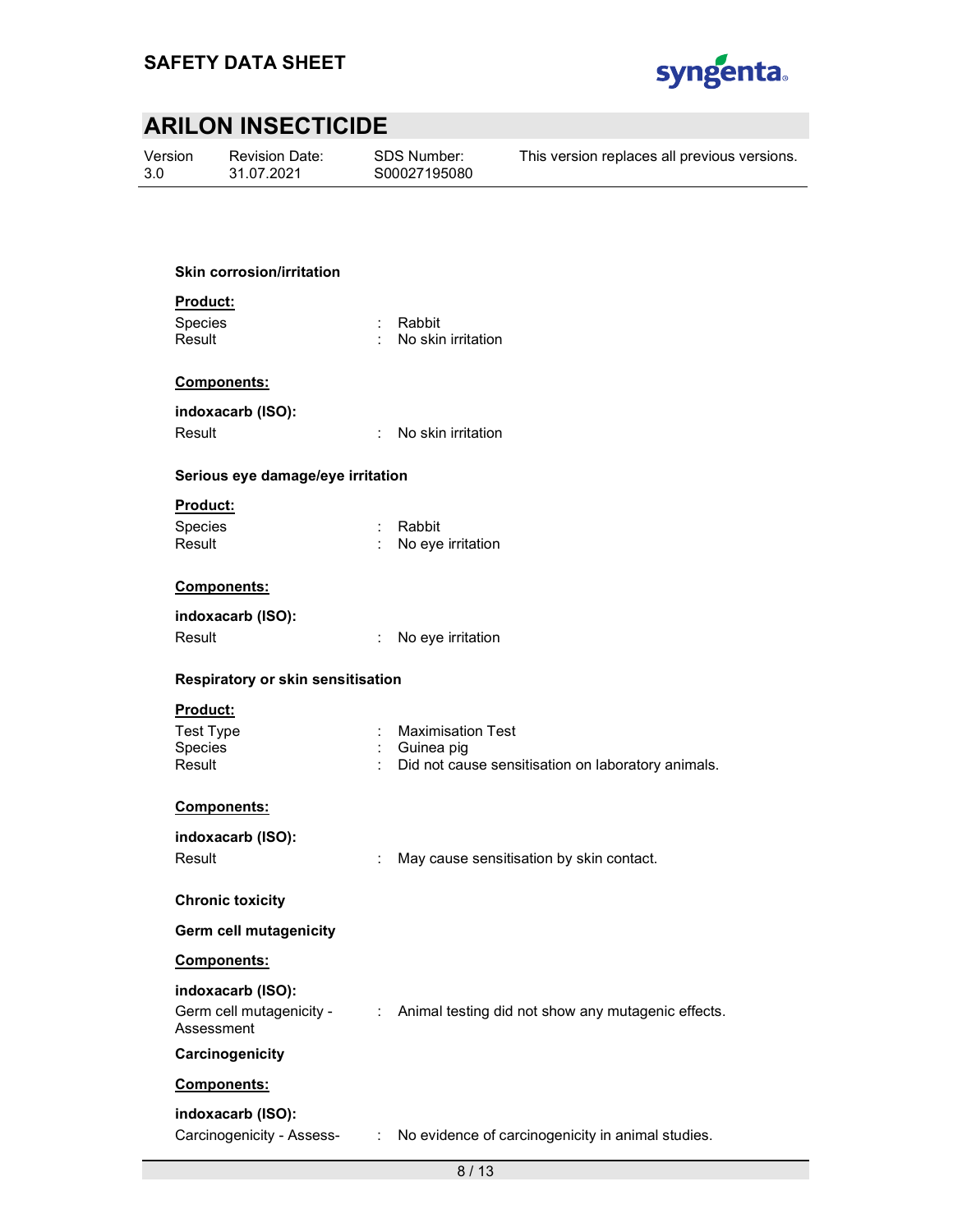**Skin corrosion/irritation**

**Product:**

Species : Rabbit
Result : No skin irritation

**Components:**

**indoxacarb (ISO):**

Result : No skin irritation

**Serious eye damage/eye irritation**

**Product:**

Species : Rabbit
Result : No eye irritation

**Components:**

**indoxacarb (ISO):**

Result : No eye irritation

**Respiratory or skin sensitisation**

**Product:**

Test Type : Maximisation Test
Species : Guinea pig
Result : Did not cause sensitisation on laboratory animals.

**Components:**

**indoxacarb (ISO):**

Result : May cause sensitisation by skin contact.

**Chronic toxicity**

**Germ cell mutagenicity**

**Components:**

**indoxacarb (ISO):**

Germ cell mutagenicity - Assessment : Animal testing did not show any mutagenic effects.

**Carcinogenicity**

**Components:**

**indoxacarb (ISO):**

Carcinogenicity - Assess- : No evidence of carcinogenicity in animal studies.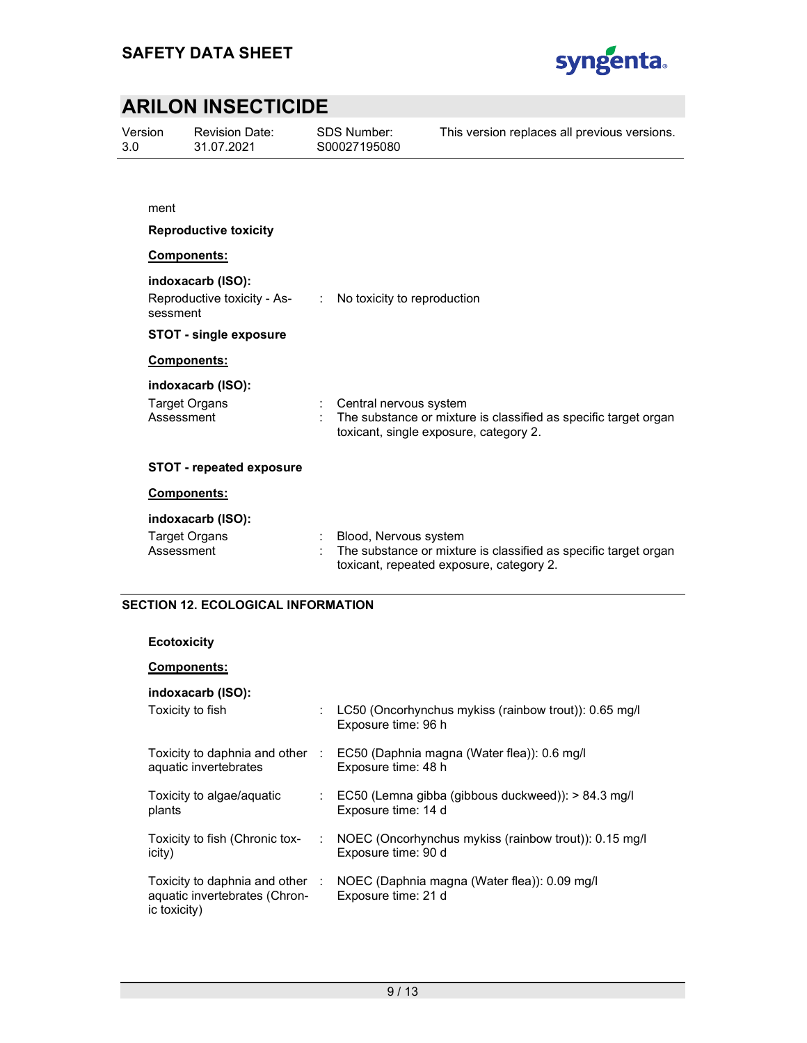ment

**Reproductive toxicity**

**Components:**

**indoxacarb (ISO):**

Reproductive toxicity - Assessment : No toxicity to reproduction

**STOT - single exposure**

**Components:**

**indoxacarb (ISO):**

Target Organs : Central nervous system
Assessment : The substance or mixture is classified as specific target organ toxicant, single exposure, category 2.

**STOT - repeated exposure**

**Components:**

**indoxacarb (ISO):**

Target Organs : Blood, Nervous system
Assessment : The substance or mixture is classified as specific target organ toxicant, repeated exposure, category 2.

## SECTION 12. ECOLOGICAL INFORMATION

**Ecotoxicity**

**Components:**

**indoxacarb (ISO):**

Toxicity to fish : LC50 (Oncorhynchus mykiss (rainbow trout)): 0.65 mg/l
Exposure time: 96 h

Toxicity to daphnia and other aquatic invertebrates : EC50 (Daphnia magna (Water flea)): 0.6 mg/l
Exposure time: 48 h

Toxicity to algae/aquatic plants : EC50 (Lemna gibba (gibbous duckweed)): > 84.3 mg/l
Exposure time: 14 d

Toxicity to fish (Chronic toxicity) : NOEC (Oncorhynchus mykiss (rainbow trout)): 0.15 mg/l
Exposure time: 90 d

Toxicity to daphnia and other aquatic invertebrates (Chronic toxicity) : NOEC (Daphnia magna (Water flea)): 0.09 mg/l
Exposure time: 21 d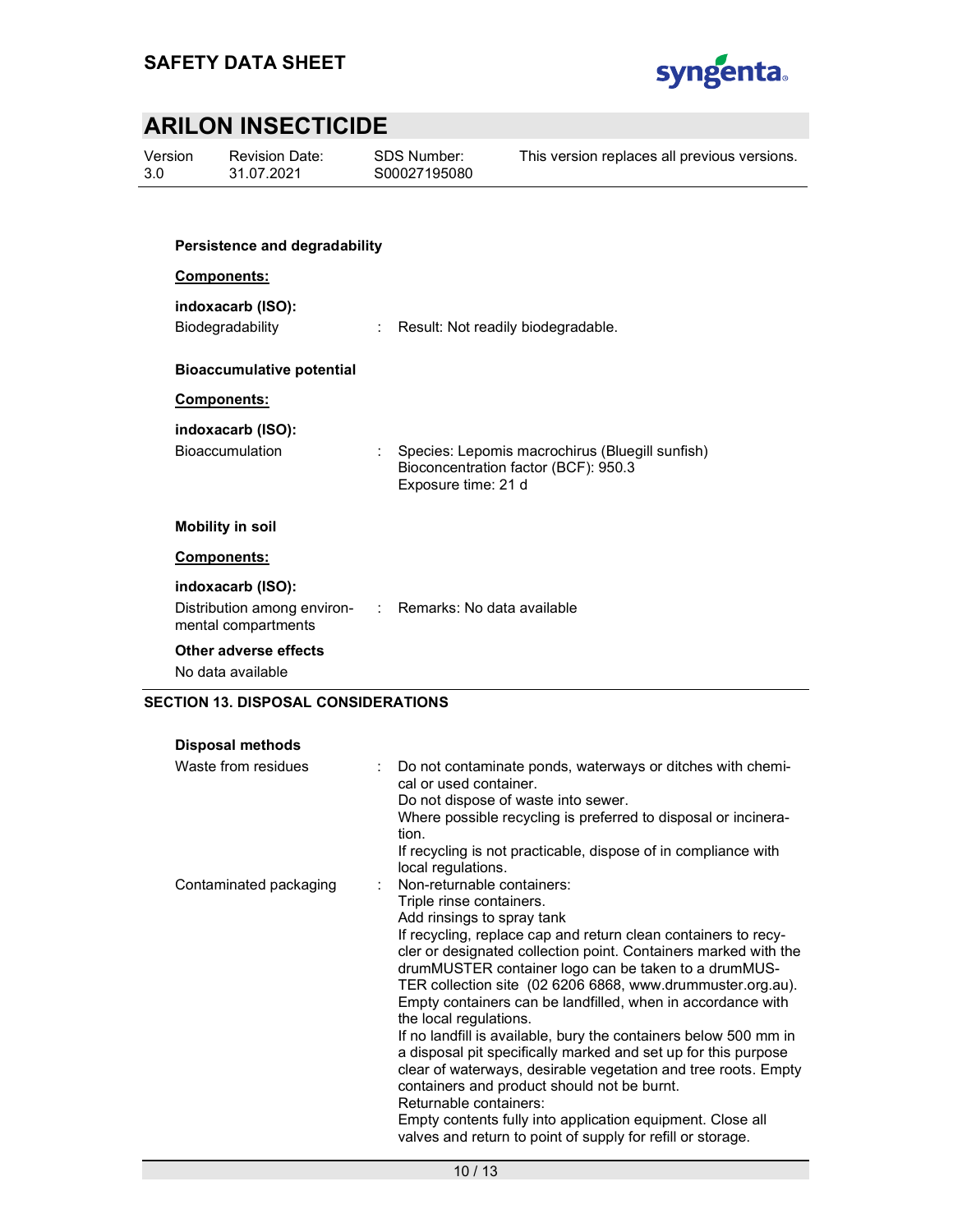**Persistence and degradability**

**Components:**

**indoxacarb (ISO):**

Biodegradability : Result: Not readily biodegradable.

**Bioaccumulative potential**

**Components:**

**indoxacarb (ISO):**

Bioaccumulation : Species: Lepomis macrochirus (Bluegill sunfish)
Bioconcentration factor (BCF): 950.3
Exposure time: 21 d

**Mobility in soil**

**Components:**

**indoxacarb (ISO):**

Distribution among environmental compartments : Remarks: No data available

**Other adverse effects**

No data available

## SECTION 13. DISPOSAL CONSIDERATIONS

**Disposal methods**

Waste from residues : Do not contaminate ponds, waterways or ditches with chemical or used container.
Do not dispose of waste into sewer.
Where possible recycling is preferred to disposal or incineration.
If recycling is not practicable, dispose of in compliance with local regulations.

Contaminated packaging : Non-returnable containers:
Triple rinse containers.
Add rinsings to spray tank
If recycling, replace cap and return clean containers to recycler or designated collection point. Containers marked with the drumMUSTER container logo can be taken to a drumMUSTER collection site (02 6206 6868, www.drummuster.org.au).
Empty containers can be landfilled, when in accordance with the local regulations.
If no landfill is available, bury the containers below 500 mm in a disposal pit specifically marked and set up for this purpose clear of waterways, desirable vegetation and tree roots. Empty containers and product should not be burnt.
Returnable containers:
Empty contents fully into application equipment. Close all valves and return to point of supply for refill or storage.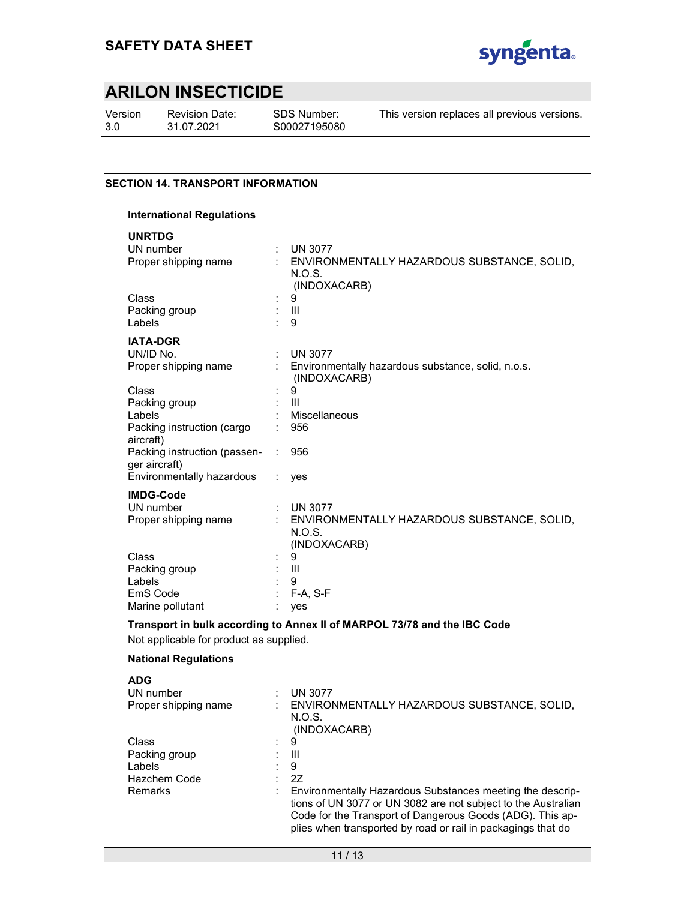## SECTION 14. TRANSPORT INFORMATION

### International Regulations

**UNRTDG**

| | | |
|---|---|---|
| UN number | : | UN 3077 |
| Proper shipping name | : | ENVIRONMENTALLY HAZARDOUS SUBSTANCE, SOLID, N.O.S. (INDOXACARB) |
| Class | : | 9 |
| Packing group | : | III |
| Labels | : | 9 |

**IATA-DGR**

| | | |
|---|---|---|
| UN/ID No. | : | UN 3077 |
| Proper shipping name | : | Environmentally hazardous substance, solid, n.o.s. (INDOXACARB) |
| Class | : | 9 |
| Packing group | : | III |
| Labels | : | Miscellaneous |
| Packing instruction (cargo aircraft) | : | 956 |
| Packing instruction (passenger aircraft) | : | 956 |
| Environmentally hazardous | : | yes |

**IMDG-Code**

| | | |
|---|---|---|
| UN number | : | UN 3077 |
| Proper shipping name | : | ENVIRONMENTALLY HAZARDOUS SUBSTANCE, SOLID, N.O.S. (INDOXACARB) |
| Class | : | 9 |
| Packing group | : | III |
| Labels | : | 9 |
| EmS Code | : | F-A, S-F |
| Marine pollutant | : | yes |

**Transport in bulk according to Annex II of MARPOL 73/78 and the IBC Code**

Not applicable for product as supplied.

### National Regulations

**ADG**

| | | |
|---|---|---|
| UN number | : | UN 3077 |
| Proper shipping name | : | ENVIRONMENTALLY HAZARDOUS SUBSTANCE, SOLID, N.O.S. (INDOXACARB) |
| Class | : | 9 |
| Packing group | : | III |
| Labels | : | 9 |
| Hazchem Code | : | 2Z |
| Remarks | : | Environmentally Hazardous Substances meeting the descriptions of UN 3077 or UN 3082 are not subject to the Australian Code for the Transport of Dangerous Goods (ADG). This applies when transported by road or rail in packagings that do |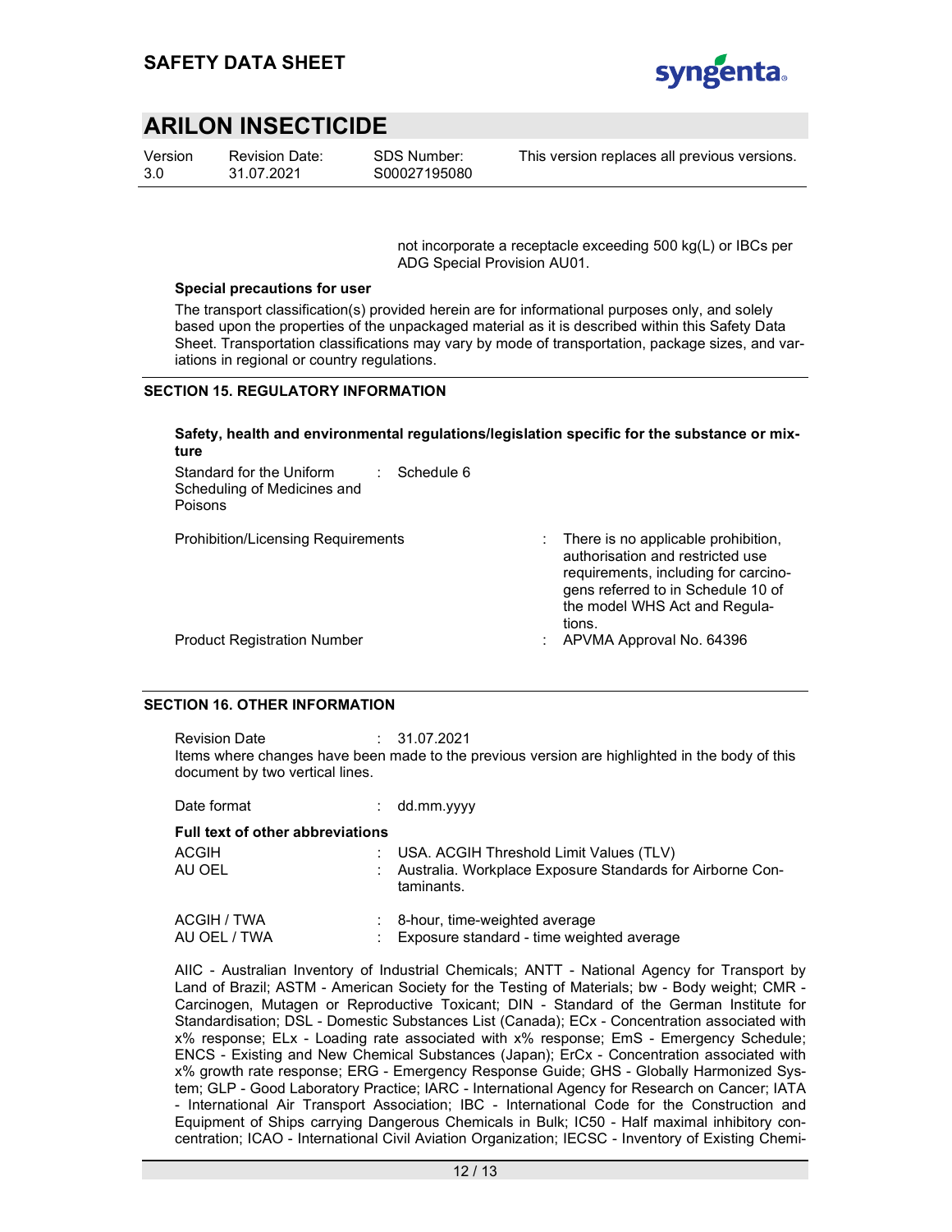not incorporate a receptacle exceeding 500 kg(L) or IBCs per ADG Special Provision AU01.

**Special precautions for user**

The transport classification(s) provided herein are for informational purposes only, and solely based upon the properties of the unpackaged material as it is described within this Safety Data Sheet. Transportation classifications may vary by mode of transportation, package sizes, and variations in regional or country regulations.

## SECTION 15. REGULATORY INFORMATION

**Safety, health and environmental regulations/legislation specific for the substance or mixture**

Standard for the Uniform Scheduling of Medicines and Poisons : Schedule 6

Prohibition/Licensing Requirements : There is no applicable prohibition, authorisation and restricted use requirements, including for carcinogens referred to in Schedule 10 of the model WHS Act and Regulations.

Product Registration Number : APVMA Approval No. 64396

## SECTION 16. OTHER INFORMATION

Revision Date : 31.07.2021

Items where changes have been made to the previous version are highlighted in the body of this document by two vertical lines.

Date format : dd.mm.yyyy

**Full text of other abbreviations**

ACGIH : USA. ACGIH Threshold Limit Values (TLV)
AU OEL : Australia. Workplace Exposure Standards for Airborne Contaminants.

ACGIH / TWA : 8-hour, time-weighted average
AU OEL / TWA : Exposure standard - time weighted average

AIIC - Australian Inventory of Industrial Chemicals; ANTT - National Agency for Transport by Land of Brazil; ASTM - American Society for the Testing of Materials; bw - Body weight; CMR - Carcinogen, Mutagen or Reproductive Toxicant; DIN - Standard of the German Institute for Standardisation; DSL - Domestic Substances List (Canada); ECx - Concentration associated with x% response; ELx - Loading rate associated with x% response; EmS - Emergency Schedule; ENCS - Existing and New Chemical Substances (Japan); ErCx - Concentration associated with x% growth rate response; ERG - Emergency Response Guide; GHS - Globally Harmonized System; GLP - Good Laboratory Practice; IARC - International Agency for Research on Cancer; IATA - International Air Transport Association; IBC - International Code for the Construction and Equipment of Ships carrying Dangerous Chemicals in Bulk; IC50 - Half maximal inhibitory concentration; ICAO - International Civil Aviation Organization; IECSC - Inventory of Existing Chemi-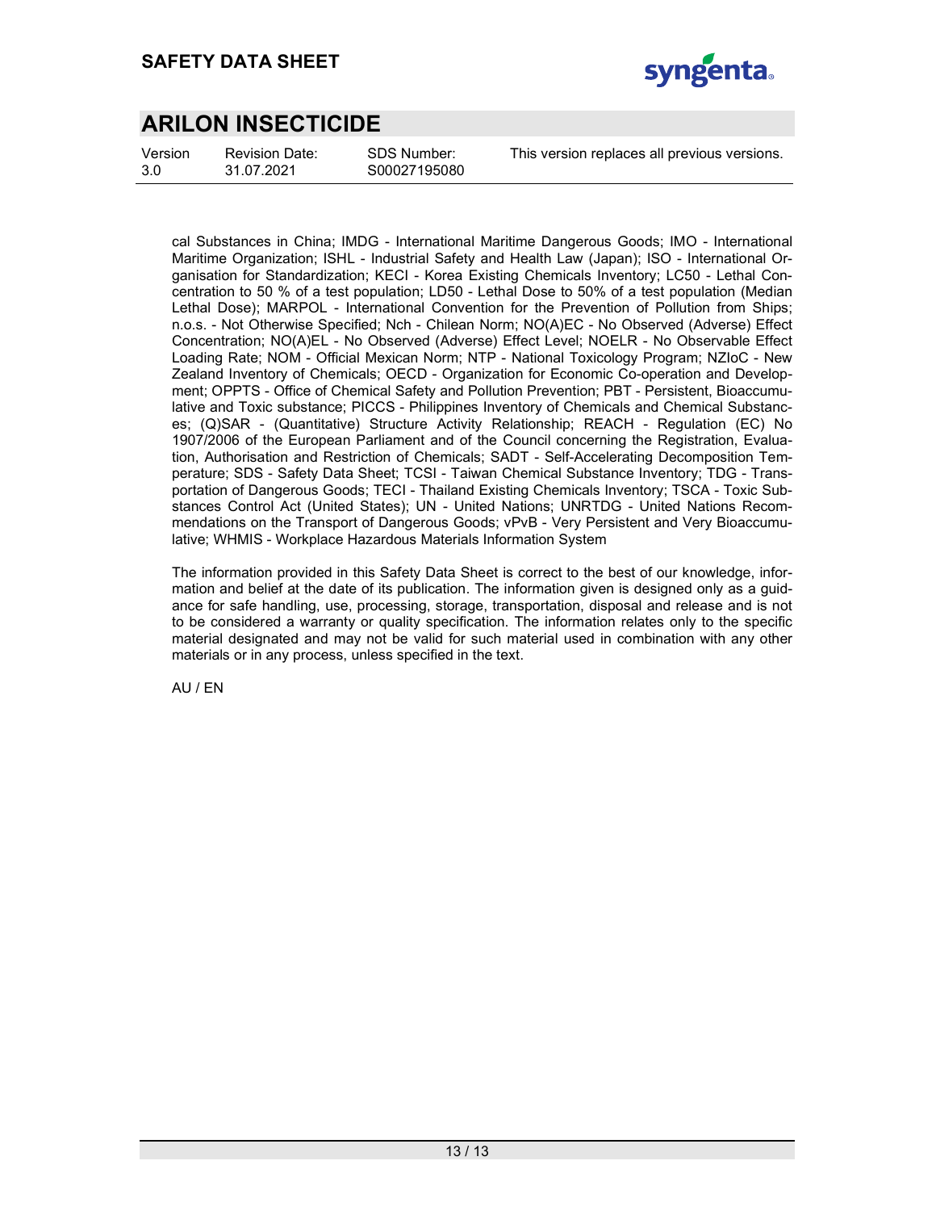cal Substances in China; IMDG - International Maritime Dangerous Goods; IMO - International Maritime Organization; ISHL - Industrial Safety and Health Law (Japan); ISO - International Organisation for Standardization; KECI - Korea Existing Chemicals Inventory; LC50 - Lethal Concentration to 50 % of a test population; LD50 - Lethal Dose to 50% of a test population (Median Lethal Dose); MARPOL - International Convention for the Prevention of Pollution from Ships; n.o.s. - Not Otherwise Specified; Nch - Chilean Norm; NO(A)EC - No Observed (Adverse) Effect Concentration; NO(A)EL - No Observed (Adverse) Effect Level; NOELR - No Observable Effect Loading Rate; NOM - Official Mexican Norm; NTP - National Toxicology Program; NZIoC - New Zealand Inventory of Chemicals; OECD - Organization for Economic Co-operation and Development; OPPTS - Office of Chemical Safety and Pollution Prevention; PBT - Persistent, Bioaccumulative and Toxic substance; PICCS - Philippines Inventory of Chemicals and Chemical Substances; (Q)SAR - (Quantitative) Structure Activity Relationship; REACH - Regulation (EC) No 1907/2006 of the European Parliament and of the Council concerning the Registration, Evaluation, Authorisation and Restriction of Chemicals; SADT - Self-Accelerating Decomposition Temperature; SDS - Safety Data Sheet; TCSI - Taiwan Chemical Substance Inventory; TDG - Transportation of Dangerous Goods; TECI - Thailand Existing Chemicals Inventory; TSCA - Toxic Substances Control Act (United States); UN - United Nations; UNRTDG - United Nations Recommendations on the Transport of Dangerous Goods; vPvB - Very Persistent and Very Bioaccumulative; WHMIS - Workplace Hazardous Materials Information System

The information provided in this Safety Data Sheet is correct to the best of our knowledge, information and belief at the date of its publication. The information given is designed only as a guidance for safe handling, use, processing, storage, transportation, disposal and release and is not to be considered a warranty or quality specification. The information relates only to the specific material designated and may not be valid for such material used in combination with any other materials or in any process, unless specified in the text.

AU / EN